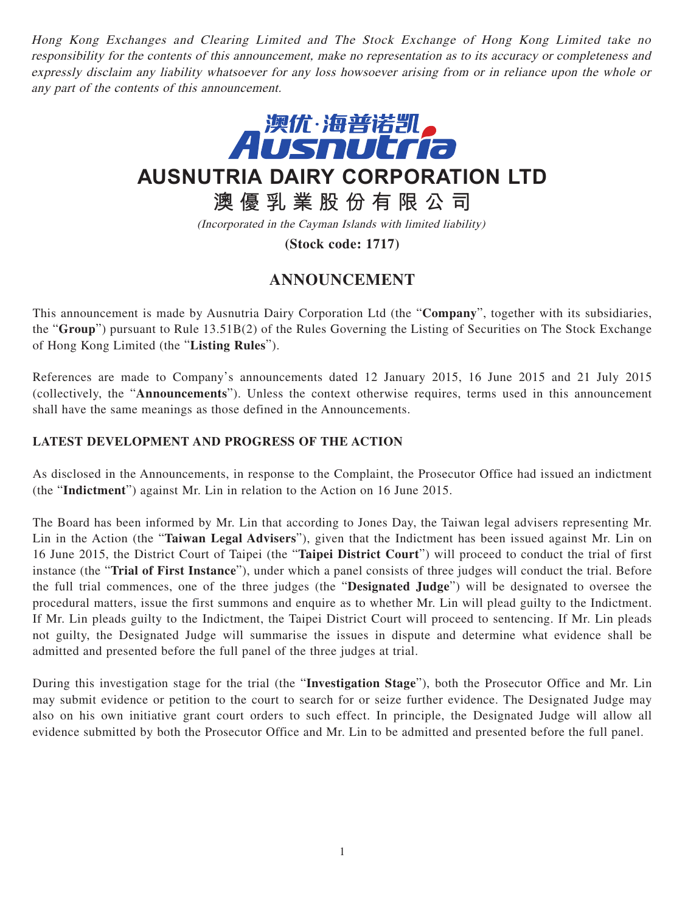*Hong Kong Exchanges and Clearing Limited and The Stock Exchange of Hong Kong Limited take no responsibility for the contents of this announcement, make no representation as to its accuracy or completeness and expressly disclaim any liability whatsoever for any loss howsoever arising from or in reliance upon the whole or any part of the contents of this announcement.*

澳优·海普诺凯
Ausnutria

# AUSNUTRIA DAIRY CORPORATION LTD

# 澳優乳業股份有限公司

*(Incorporated in the Cayman Islands with limited liability)*

**(Stock code: 1717)**

## ANNOUNCEMENT

This announcement is made by Ausnutria Dairy Corporation Ltd (the "**Company**", together with its subsidiaries, the "**Group**") pursuant to Rule 13.51B(2) of the Rules Governing the Listing of Securities on The Stock Exchange of Hong Kong Limited (the "**Listing Rules**").

References are made to Company's announcements dated 12 January 2015, 16 June 2015 and 21 July 2015 (collectively, the "**Announcements**"). Unless the context otherwise requires, terms used in this announcement shall have the same meanings as those defined in the Announcements.

### LATEST DEVELOPMENT AND PROGRESS OF THE ACTION

As disclosed in the Announcements, in response to the Complaint, the Prosecutor Office had issued an indictment (the "**Indictment**") against Mr. Lin in relation to the Action on 16 June 2015.

The Board has been informed by Mr. Lin that according to Jones Day, the Taiwan legal advisers representing Mr. Lin in the Action (the "**Taiwan Legal Advisers**"), given that the Indictment has been issued against Mr. Lin on 16 June 2015, the District Court of Taipei (the "**Taipei District Court**") will proceed to conduct the trial of first instance (the "**Trial of First Instance**"), under which a panel consists of three judges will conduct the trial. Before the full trial commences, one of the three judges (the "**Designated Judge**") will be designated to oversee the procedural matters, issue the first summons and enquire as to whether Mr. Lin will plead guilty to the Indictment. If Mr. Lin pleads guilty to the Indictment, the Taipei District Court will proceed to sentencing. If Mr. Lin pleads not guilty, the Designated Judge will summarise the issues in dispute and determine what evidence shall be admitted and presented before the full panel of the three judges at trial.

During this investigation stage for the trial (the "**Investigation Stage**"), both the Prosecutor Office and Mr. Lin may submit evidence or petition to the court to search for or seize further evidence. The Designated Judge may also on his own initiative grant court orders to such effect. In principle, the Designated Judge will allow all evidence submitted by both the Prosecutor Office and Mr. Lin to be admitted and presented before the full panel.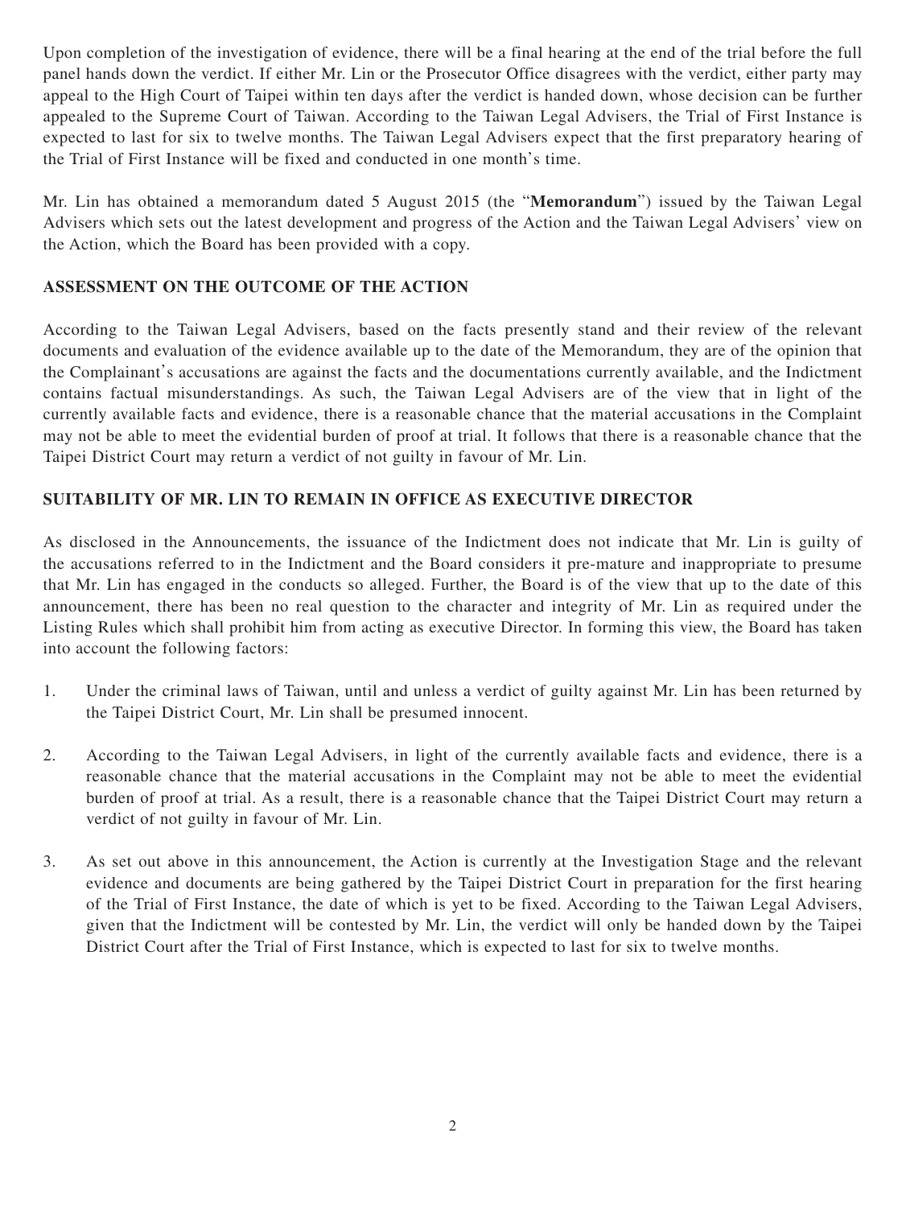Upon completion of the investigation of evidence, there will be a final hearing at the end of the trial before the full panel hands down the verdict. If either Mr. Lin or the Prosecutor Office disagrees with the verdict, either party may appeal to the High Court of Taipei within ten days after the verdict is handed down, whose decision can be further appealed to the Supreme Court of Taiwan. According to the Taiwan Legal Advisers, the Trial of First Instance is expected to last for six to twelve months. The Taiwan Legal Advisers expect that the first preparatory hearing of the Trial of First Instance will be fixed and conducted in one month's time.

Mr. Lin has obtained a memorandum dated 5 August 2015 (the "**Memorandum**") issued by the Taiwan Legal Advisers which sets out the latest development and progress of the Action and the Taiwan Legal Advisers' view on the Action, which the Board has been provided with a copy.

## ASSESSMENT ON THE OUTCOME OF THE ACTION

According to the Taiwan Legal Advisers, based on the facts presently stand and their review of the relevant documents and evaluation of the evidence available up to the date of the Memorandum, they are of the opinion that the Complainant's accusations are against the facts and the documentations currently available, and the Indictment contains factual misunderstandings. As such, the Taiwan Legal Advisers are of the view that in light of the currently available facts and evidence, there is a reasonable chance that the material accusations in the Complaint may not be able to meet the evidential burden of proof at trial. It follows that there is a reasonable chance that the Taipei District Court may return a verdict of not guilty in favour of Mr. Lin.

## SUITABILITY OF MR. LIN TO REMAIN IN OFFICE AS EXECUTIVE DIRECTOR

As disclosed in the Announcements, the issuance of the Indictment does not indicate that Mr. Lin is guilty of the accusations referred to in the Indictment and the Board considers it pre-mature and inappropriate to presume that Mr. Lin has engaged in the conducts so alleged. Further, the Board is of the view that up to the date of this announcement, there has been no real question to the character and integrity of Mr. Lin as required under the Listing Rules which shall prohibit him from acting as executive Director. In forming this view, the Board has taken into account the following factors:

1. Under the criminal laws of Taiwan, until and unless a verdict of guilty against Mr. Lin has been returned by the Taipei District Court, Mr. Lin shall be presumed innocent.

2. According to the Taiwan Legal Advisers, in light of the currently available facts and evidence, there is a reasonable chance that the material accusations in the Complaint may not be able to meet the evidential burden of proof at trial. As a result, there is a reasonable chance that the Taipei District Court may return a verdict of not guilty in favour of Mr. Lin.

3. As set out above in this announcement, the Action is currently at the Investigation Stage and the relevant evidence and documents are being gathered by the Taipei District Court in preparation for the first hearing of the Trial of First Instance, the date of which is yet to be fixed. According to the Taiwan Legal Advisers, given that the Indictment will be contested by Mr. Lin, the verdict will only be handed down by the Taipei District Court after the Trial of First Instance, which is expected to last for six to twelve months.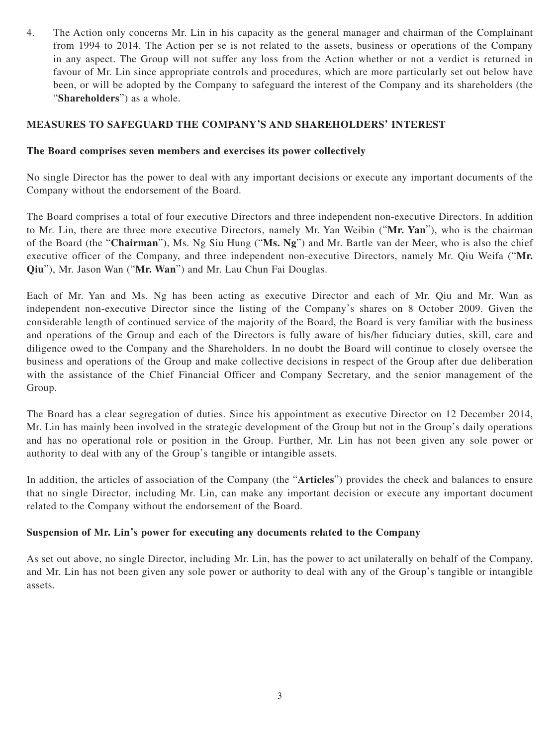4. The Action only concerns Mr. Lin in his capacity as the general manager and chairman of the Complainant from 1994 to 2014. The Action per se is not related to the assets, business or operations of the Company in any aspect. The Group will not suffer any loss from the Action whether or not a verdict is returned in favour of Mr. Lin since appropriate controls and procedures, which are more particularly set out below have been, or will be adopted by the Company to safeguard the interest of the Company and its shareholders (the "**Shareholders**") as a whole.

## MEASURES TO SAFEGUARD THE COMPANY'S AND SHAREHOLDERS' INTEREST

### The Board comprises seven members and exercises its power collectively

No single Director has the power to deal with any important decisions or execute any important documents of the Company without the endorsement of the Board.

The Board comprises a total of four executive Directors and three independent non-executive Directors. In addition to Mr. Lin, there are three more executive Directors, namely Mr. Yan Weibin ("**Mr. Yan**"), who is the chairman of the Board (the "**Chairman**"), Ms. Ng Siu Hung ("**Ms. Ng**") and Mr. Bartle van der Meer, who is also the chief executive officer of the Company, and three independent non-executive Directors, namely Mr. Qiu Weifa ("**Mr. Qiu**"), Mr. Jason Wan ("**Mr. Wan**") and Mr. Lau Chun Fai Douglas.

Each of Mr. Yan and Ms. Ng has been acting as executive Director and each of Mr. Qiu and Mr. Wan as independent non-executive Director since the listing of the Company's shares on 8 October 2009. Given the considerable length of continued service of the majority of the Board, the Board is very familiar with the business and operations of the Group and each of the Directors is fully aware of his/her fiduciary duties, skill, care and diligence owed to the Company and the Shareholders. In no doubt the Board will continue to closely oversee the business and operations of the Group and make collective decisions in respect of the Group after due deliberation with the assistance of the Chief Financial Officer and Company Secretary, and the senior management of the Group.

The Board has a clear segregation of duties. Since his appointment as executive Director on 12 December 2014, Mr. Lin has mainly been involved in the strategic development of the Group but not in the Group's daily operations and has no operational role or position in the Group. Further, Mr. Lin has not been given any sole power or authority to deal with any of the Group's tangible or intangible assets.

In addition, the articles of association of the Company (the "**Articles**") provides the check and balances to ensure that no single Director, including Mr. Lin, can make any important decision or execute any important document related to the Company without the endorsement of the Board.

### Suspension of Mr. Lin's power for executing any documents related to the Company

As set out above, no single Director, including Mr. Lin, has the power to act unilaterally on behalf of the Company, and Mr. Lin has not been given any sole power or authority to deal with any of the Group's tangible or intangible assets.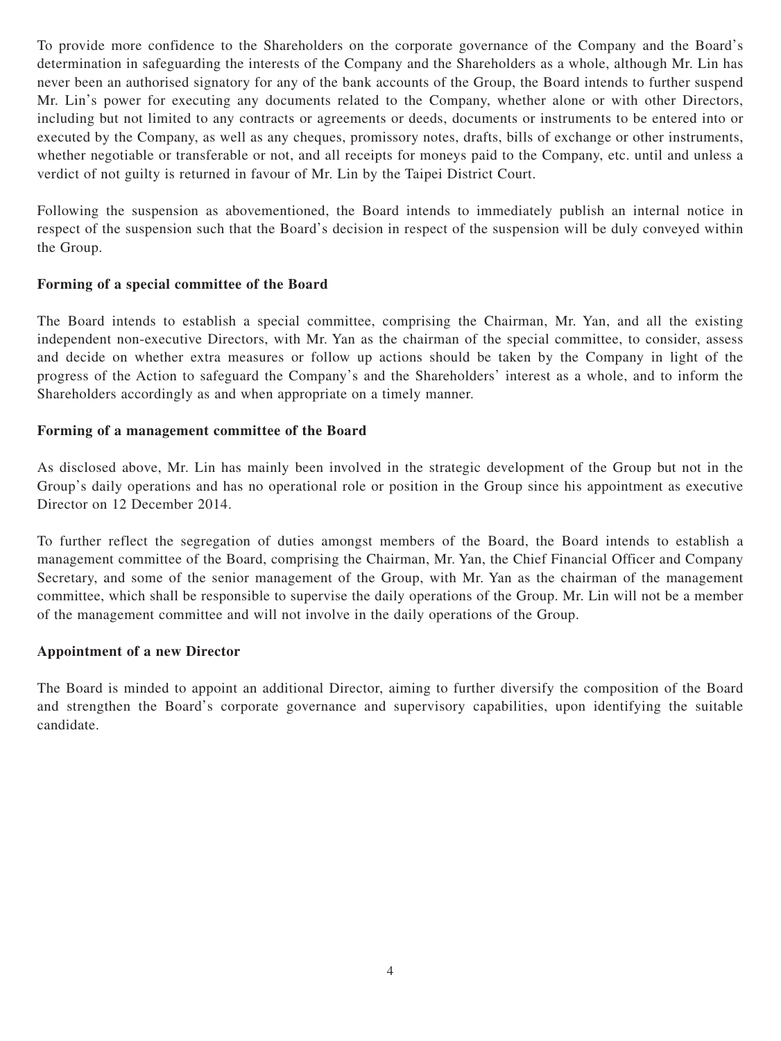To provide more confidence to the Shareholders on the corporate governance of the Company and the Board's determination in safeguarding the interests of the Company and the Shareholders as a whole, although Mr. Lin has never been an authorised signatory for any of the bank accounts of the Group, the Board intends to further suspend Mr. Lin's power for executing any documents related to the Company, whether alone or with other Directors, including but not limited to any contracts or agreements or deeds, documents or instruments to be entered into or executed by the Company, as well as any cheques, promissory notes, drafts, bills of exchange or other instruments, whether negotiable or transferable or not, and all receipts for moneys paid to the Company, etc. until and unless a verdict of not guilty is returned in favour of Mr. Lin by the Taipei District Court.

Following the suspension as abovementioned, the Board intends to immediately publish an internal notice in respect of the suspension such that the Board's decision in respect of the suspension will be duly conveyed within the Group.

**Forming of a special committee of the Board**

The Board intends to establish a special committee, comprising the Chairman, Mr. Yan, and all the existing independent non-executive Directors, with Mr. Yan as the chairman of the special committee, to consider, assess and decide on whether extra measures or follow up actions should be taken by the Company in light of the progress of the Action to safeguard the Company's and the Shareholders' interest as a whole, and to inform the Shareholders accordingly as and when appropriate on a timely manner.

**Forming of a management committee of the Board**

As disclosed above, Mr. Lin has mainly been involved in the strategic development of the Group but not in the Group's daily operations and has no operational role or position in the Group since his appointment as executive Director on 12 December 2014.

To further reflect the segregation of duties amongst members of the Board, the Board intends to establish a management committee of the Board, comprising the Chairman, Mr. Yan, the Chief Financial Officer and Company Secretary, and some of the senior management of the Group, with Mr. Yan as the chairman of the management committee, which shall be responsible to supervise the daily operations of the Group. Mr. Lin will not be a member of the management committee and will not involve in the daily operations of the Group.

**Appointment of a new Director**

The Board is minded to appoint an additional Director, aiming to further diversify the composition of the Board and strengthen the Board's corporate governance and supervisory capabilities, upon identifying the suitable candidate.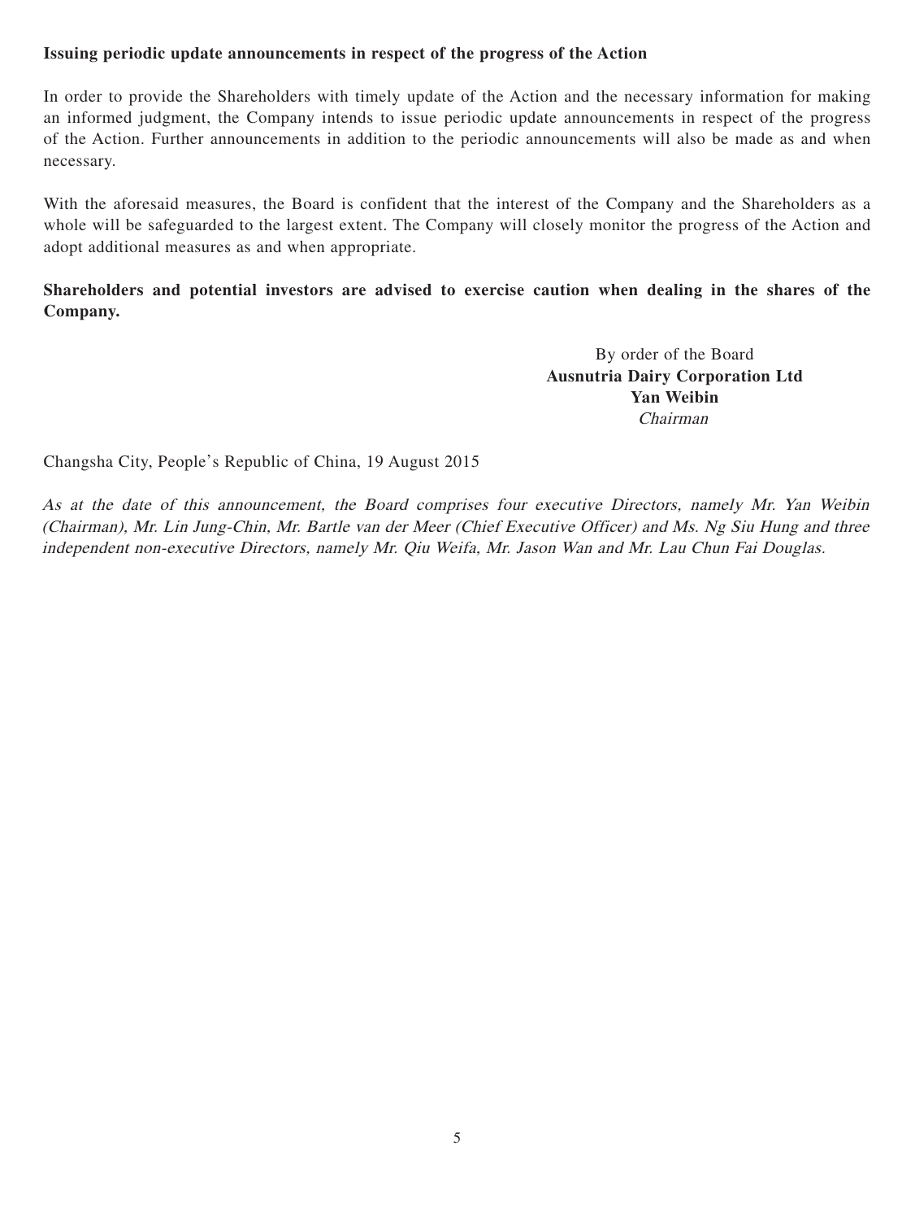**Issuing periodic update announcements in respect of the progress of the Action**

In order to provide the Shareholders with timely update of the Action and the necessary information for making an informed judgment, the Company intends to issue periodic update announcements in respect of the progress of the Action. Further announcements in addition to the periodic announcements will also be made as and when necessary.

With the aforesaid measures, the Board is confident that the interest of the Company and the Shareholders as a whole will be safeguarded to the largest extent. The Company will closely monitor the progress of the Action and adopt additional measures as and when appropriate.

**Shareholders and potential investors are advised to exercise caution when dealing in the shares of the Company.**

By order of the Board
**Ausnutria Dairy Corporation Ltd**
**Yan Weibin**
*Chairman*

Changsha City, People's Republic of China, 19 August 2015

*As at the date of this announcement, the Board comprises four executive Directors, namely Mr. Yan Weibin (Chairman), Mr. Lin Jung-Chin, Mr. Bartle van der Meer (Chief Executive Officer) and Ms. Ng Siu Hung and three independent non-executive Directors, namely Mr. Qiu Weifa, Mr. Jason Wan and Mr. Lau Chun Fai Douglas.*